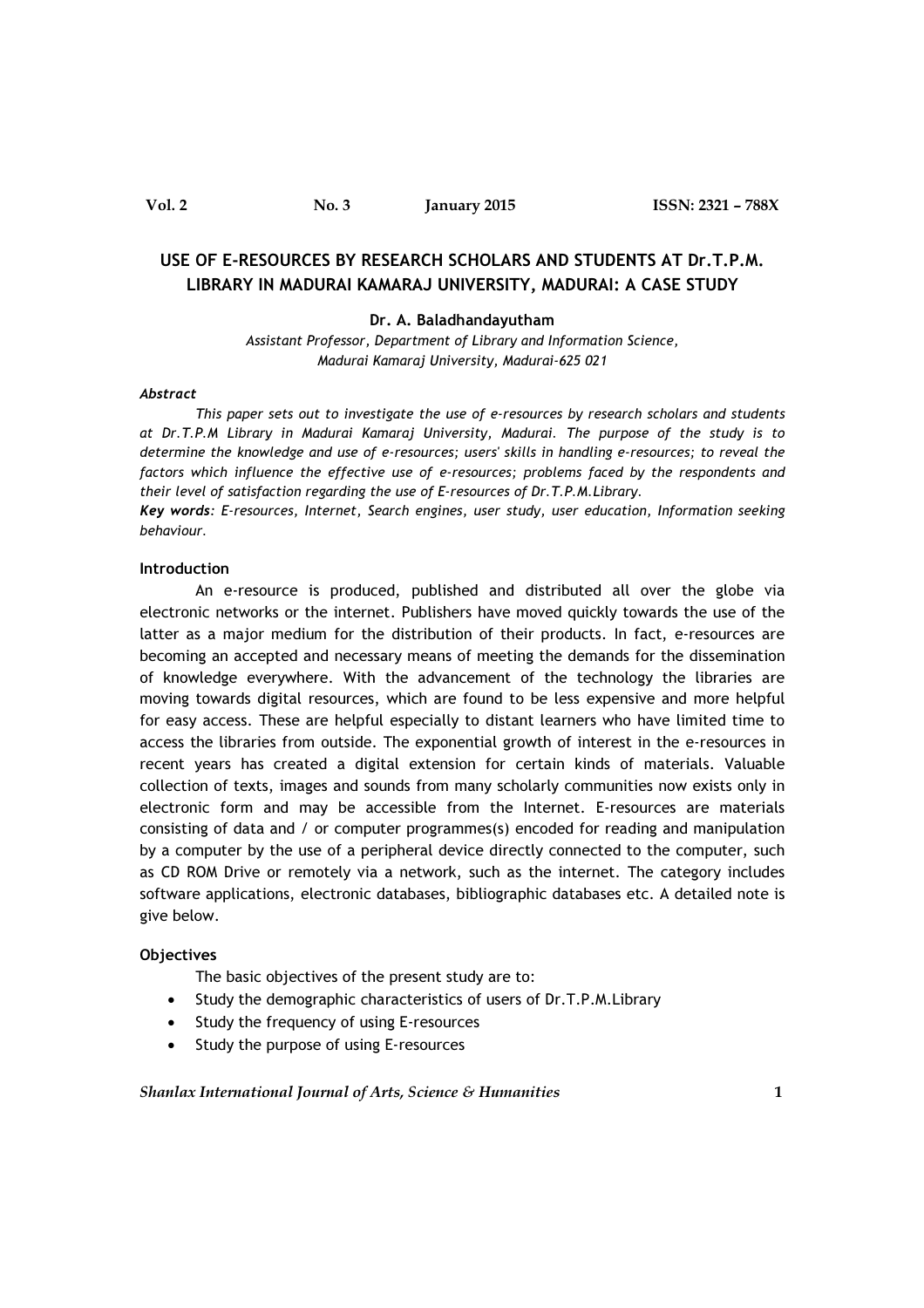# USE OF E-RESOURCES BY RESEARCH SCHOLARS AND STUDENTS AT Dr.T.P.M. LIBRARY IN MADURAI KAMARAJ UNIVERSITY, MADURAI: A CASE STUDY

**Dr. A. Baladhandayutham**

*Assistant Professor, Department of Library and Information Science, Madurai Kamaraj University, Madurai-625 021*

***Abstract***

*This paper sets out to investigate the use of e-resources by research scholars and students at Dr.T.P.M Library in Madurai Kamaraj University, Madurai. The purpose of the study is to determine the knowledge and use of e-resources; users' skills in handling e-resources; to reveal the factors which influence the effective use of e-resources; problems faced by the respondents and their level of satisfaction regarding the use of E-resources of Dr.T.P.M.Library.*

***Key words****: E-resources, Internet, Search engines, user study, user education, Information seeking behaviour.*

## Introduction

An e-resource is produced, published and distributed all over the globe via electronic networks or the internet. Publishers have moved quickly towards the use of the latter as a major medium for the distribution of their products. In fact, e-resources are becoming an accepted and necessary means of meeting the demands for the dissemination of knowledge everywhere. With the advancement of the technology the libraries are moving towards digital resources, which are found to be less expensive and more helpful for easy access. These are helpful especially to distant learners who have limited time to access the libraries from outside. The exponential growth of interest in the e-resources in recent years has created a digital extension for certain kinds of materials. Valuable collection of texts, images and sounds from many scholarly communities now exists only in electronic form and may be accessible from the Internet. E-resources are materials consisting of data and / or computer programmes(s) encoded for reading and manipulation by a computer by the use of a peripheral device directly connected to the computer, such as CD ROM Drive or remotely via a network, such as the internet. The category includes software applications, electronic databases, bibliographic databases etc. A detailed note is give below.

## Objectives

The basic objectives of the present study are to:

- Study the demographic characteristics of users of Dr.T.P.M.Library
- Study the frequency of using E-resources
- Study the purpose of using E-resources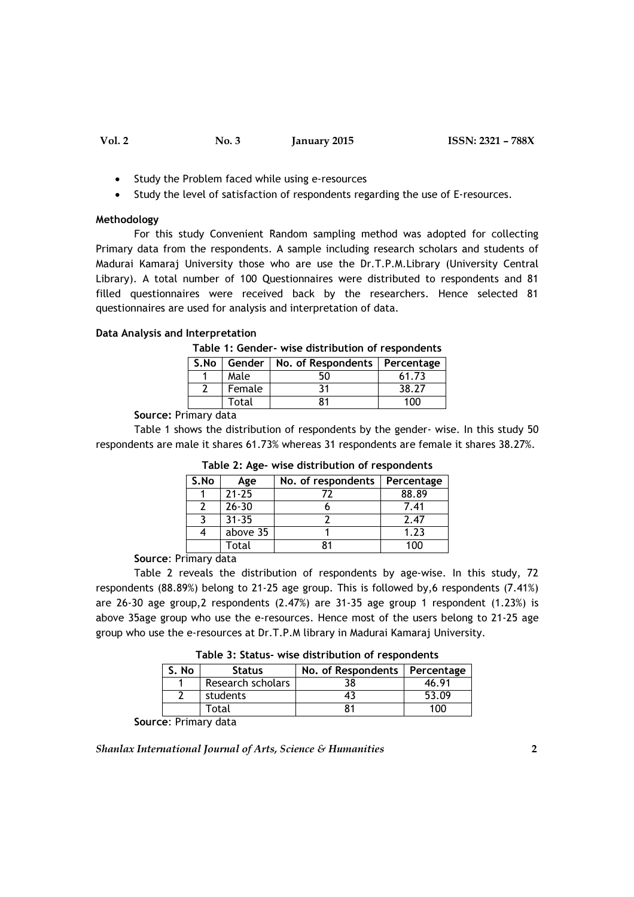- Study the Problem faced while using e-resources
- Study the level of satisfaction of respondents regarding the use of E-resources.

**Methodology**

For this study Convenient Random sampling method was adopted for collecting Primary data from the respondents. A sample including research scholars and students of Madurai Kamaraj University those who are use the Dr.T.P.M.Library (University Central Library). A total number of 100 Questionnaires were distributed to respondents and 81 filled questionnaires were received back by the researchers. Hence selected 81 questionnaires are used for analysis and interpretation of data.

**Data Analysis and Interpretation**

**Table 1: Gender- wise distribution of respondents**

| S.No | Gender | No. of Respondents | Percentage |
|---|---|---|---|
| 1 | Male | 50 | 61.73 |
| 2 | Female | 31 | 38.27 |
|  | Total | 81 | 100 |

**Source:** Primary data

Table 1 shows the distribution of respondents by the gender- wise. In this study 50 respondents are male it shares 61.73% whereas 31 respondents are female it shares 38.27%.

**Table 2: Age- wise distribution of respondents**

| S.No | Age | No. of respondents | Percentage |
|---|---|---|---|
| 1 | 21-25 | 72 | 88.89 |
| 2 | 26-30 | 6 | 7.41 |
| 3 | 31-35 | 2 | 2.47 |
| 4 | above 35 | 1 | 1.23 |
|  | Total | 81 | 100 |

**Source**: Primary data

Table 2 reveals the distribution of respondents by age-wise. In this study, 72 respondents (88.89%) belong to 21-25 age group. This is followed by,6 respondents (7.41%) are 26-30 age group,2 respondents (2.47%) are 31-35 age group 1 respondent (1.23%) is above 35age group who use the e-resources. Hence most of the users belong to 21-25 age group who use the e-resources at Dr.T.P.M library in Madurai Kamaraj University.

**Table 3: Status- wise distribution of respondents**

| S. No | Status | No. of Respondents | Percentage |
|---|---|---|---|
| 1 | Research scholars | 38 | 46.91 |
| 2 | students | 43 | 53.09 |
|  | Total | 81 | 100 |

**Source**: Primary data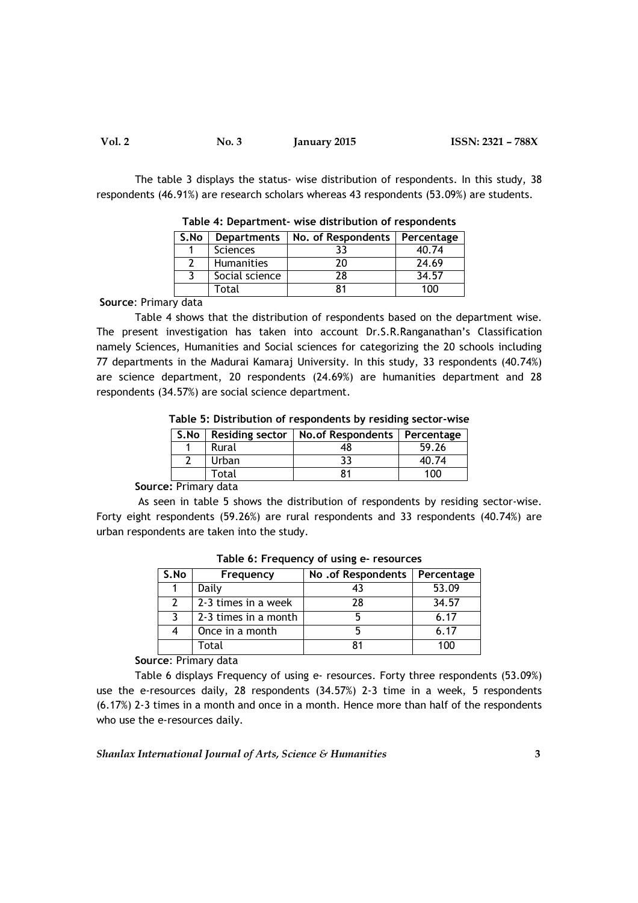The table 3 displays the status- wise distribution of respondents. In this study, 38 respondents (46.91%) are research scholars whereas 43 respondents (53.09%) are students.

**Table 4: Department- wise distribution of respondents**

| S.No | Departments | No. of Respondents | Percentage |
|---|---|---|---|
| 1 | Sciences | 33 | 40.74 |
| 2 | Humanities | 20 | 24.69 |
| 3 | Social science | 28 | 34.57 |
| | Total | 81 | 100 |

**Source**: Primary data

Table 4 shows that the distribution of respondents based on the department wise. The present investigation has taken into account Dr.S.R.Ranganathan's Classification namely Sciences, Humanities and Social sciences for categorizing the 20 schools including 77 departments in the Madurai Kamaraj University. In this study, 33 respondents (40.74%) are science department, 20 respondents (24.69%) are humanities department and 28 respondents (34.57%) are social science department.

**Table 5: Distribution of respondents by residing sector-wise**

| S.No | Residing sector | No.of Respondents | Percentage |
|---|---|---|---|
| 1 | Rural | 48 | 59.26 |
| 2 | Urban | 33 | 40.74 |
| | Total | 81 | 100 |

**Source:** Primary data

As seen in table 5 shows the distribution of respondents by residing sector-wise. Forty eight respondents (59.26%) are rural respondents and 33 respondents (40.74%) are urban respondents are taken into the study.

**Table 6: Frequency of using e- resources**

| S.No | Frequency | No .of Respondents | Percentage |
|---|---|---|---|
| 1 | Daily | 43 | 53.09 |
| 2 | 2-3 times in a week | 28 | 34.57 |
| 3 | 2-3 times in a month | 5 | 6.17 |
| 4 | Once in a month | 5 | 6.17 |
| | Total | 81 | 100 |

**Source**: Primary data

Table 6 displays Frequency of using e- resources. Forty three respondents (53.09%) use the e-resources daily, 28 respondents (34.57%) 2-3 time in a week, 5 respondents (6.17%) 2-3 times in a month and once in a month. Hence more than half of the respondents who use the e-resources daily.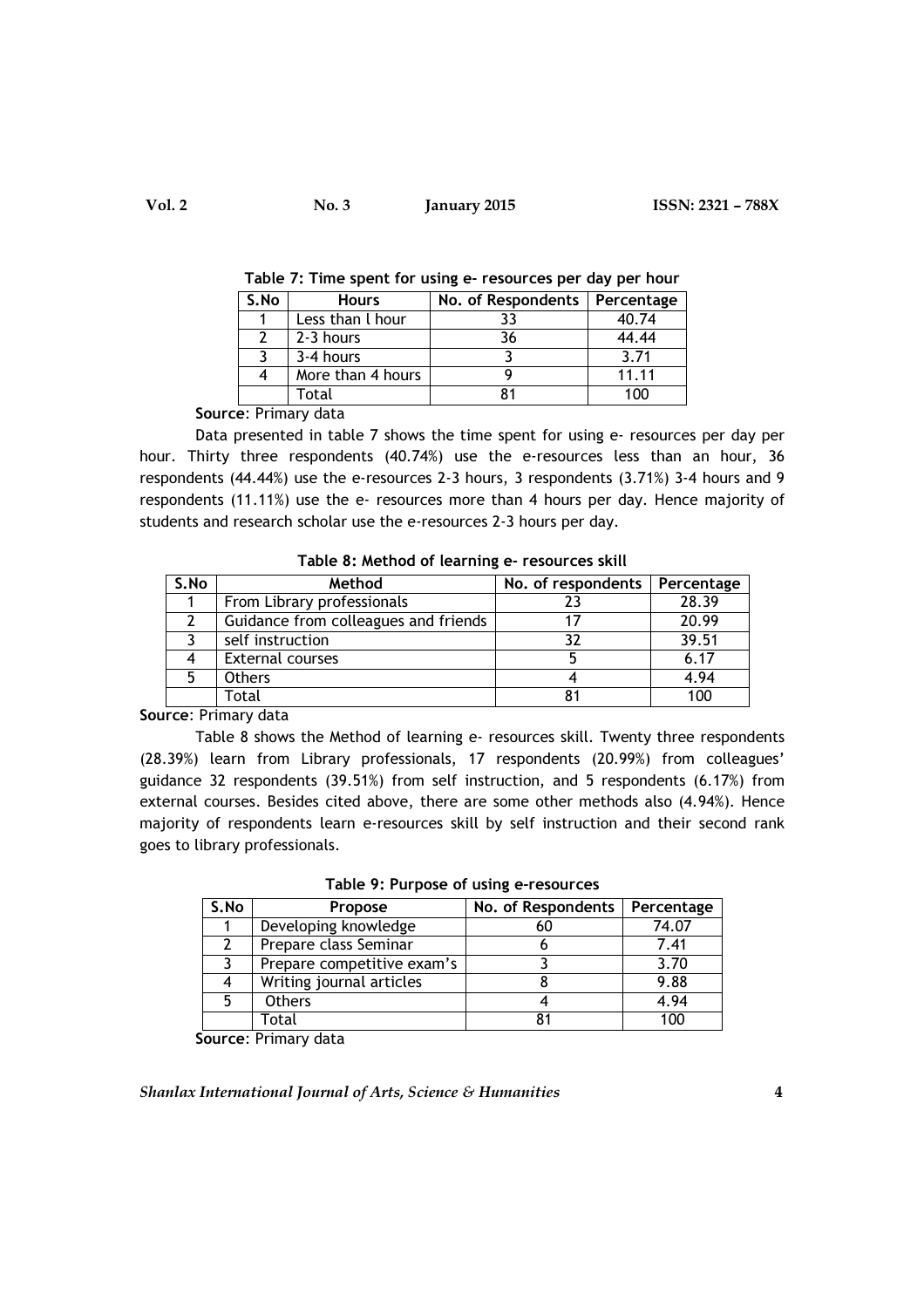**Table 7: Time spent for using e- resources per day per hour**

| S.No | Hours | No. of Respondents | Percentage |
|---|---|---|---|
| 1 | Less than l hour | 33 | 40.74 |
| 2 | 2-3 hours | 36 | 44.44 |
| 3 | 3-4 hours | 3 | 3.71 |
| 4 | More than 4 hours | 9 | 11.11 |
| | Total | 81 | 100 |

**Source**: Primary data

Data presented in table 7 shows the time spent for using e- resources per day per hour. Thirty three respondents (40.74%) use the e-resources less than an hour, 36 respondents (44.44%) use the e-resources 2-3 hours, 3 respondents (3.71%) 3-4 hours and 9 respondents (11.11%) use the e- resources more than 4 hours per day. Hence majority of students and research scholar use the e-resources 2-3 hours per day.

**Table 8: Method of learning e- resources skill**

| S.No | Method | No. of respondents | Percentage |
|---|---|---|---|
| 1 | From Library professionals | 23 | 28.39 |
| 2 | Guidance from colleagues and friends | 17 | 20.99 |
| 3 | self instruction | 32 | 39.51 |
| 4 | External courses | 5 | 6.17 |
| 5 | Others | 4 | 4.94 |
| | Total | 81 | 100 |

**Source**: Primary data

Table 8 shows the Method of learning e- resources skill. Twenty three respondents (28.39%) learn from Library professionals, 17 respondents (20.99%) from colleagues' guidance 32 respondents (39.51%) from self instruction, and 5 respondents (6.17%) from external courses. Besides cited above, there are some other methods also (4.94%). Hence majority of respondents learn e-resources skill by self instruction and their second rank goes to library professionals.

**Table 9: Purpose of using e-resources**

| S.No | Propose | No. of Respondents | Percentage |
|---|---|---|---|
| 1 | Developing knowledge | 60 | 74.07 |
| 2 | Prepare class Seminar | 6 | 7.41 |
| 3 | Prepare competitive exam's | 3 | 3.70 |
| 4 | Writing journal articles | 8 | 9.88 |
| 5 | Others | 4 | 4.94 |
| | Total | 81 | 100 |

**Source**: Primary data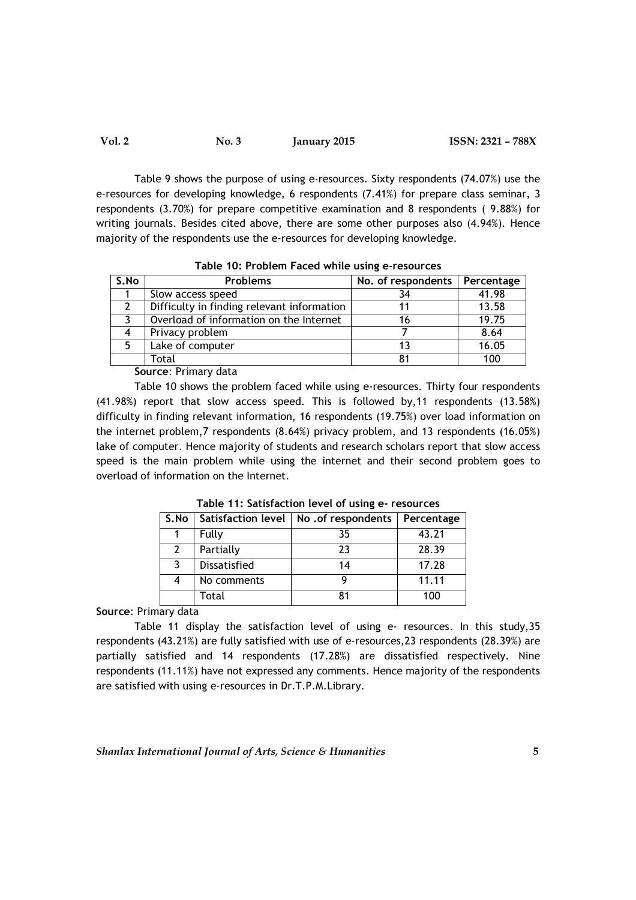Table 9 shows the purpose of using e-resources. Sixty respondents (74.07%) use the e-resources for developing knowledge, 6 respondents (7.41%) for prepare class seminar, 3 respondents (3.70%) for prepare competitive examination and 8 respondents ( 9.88%) for writing journals. Besides cited above, there are some other purposes also (4.94%). Hence majority of the respondents use the e-resources for developing knowledge.

**Table 10: Problem Faced while using e-resources**

| S.No | Problems | No. of respondents | Percentage |
|---|---|---|---|
| 1 | Slow access speed | 34 | 41.98 |
| 2 | Difficulty in finding relevant information | 11 | 13.58 |
| 3 | Overload of information on the Internet | 16 | 19.75 |
| 4 | Privacy problem | 7 | 8.64 |
| 5 | Lake of computer | 13 | 16.05 |
|  | Total | 81 | 100 |

**Source**: Primary data

Table 10 shows the problem faced while using e-resources. Thirty four respondents (41.98%) report that slow access speed. This is followed by,11 respondents (13.58%) difficulty in finding relevant information, 16 respondents (19.75%) over load information on the internet problem,7 respondents (8.64%) privacy problem, and 13 respondents (16.05%) lake of computer. Hence majority of students and research scholars report that slow access speed is the main problem while using the internet and their second problem goes to overload of information on the Internet.

**Table 11: Satisfaction level of using e- resources**

| S.No | Satisfaction level | No .of respondents | Percentage |
|---|---|---|---|
| 1 | Fully | 35 | 43.21 |
| 2 | Partially | 23 | 28.39 |
| 3 | Dissatisfied | 14 | 17.28 |
| 4 | No comments | 9 | 11.11 |
|  | Total | 81 | 100 |

**Source**: Primary data

Table 11 display the satisfaction level of using e- resources. In this study,35 respondents (43.21%) are fully satisfied with use of e-resources,23 respondents (28.39%) are partially satisfied and 14 respondents (17.28%) are dissatisfied respectively. Nine respondents (11.11%) have not expressed any comments. Hence majority of the respondents are satisfied with using e-resources in Dr.T.P.M.Library.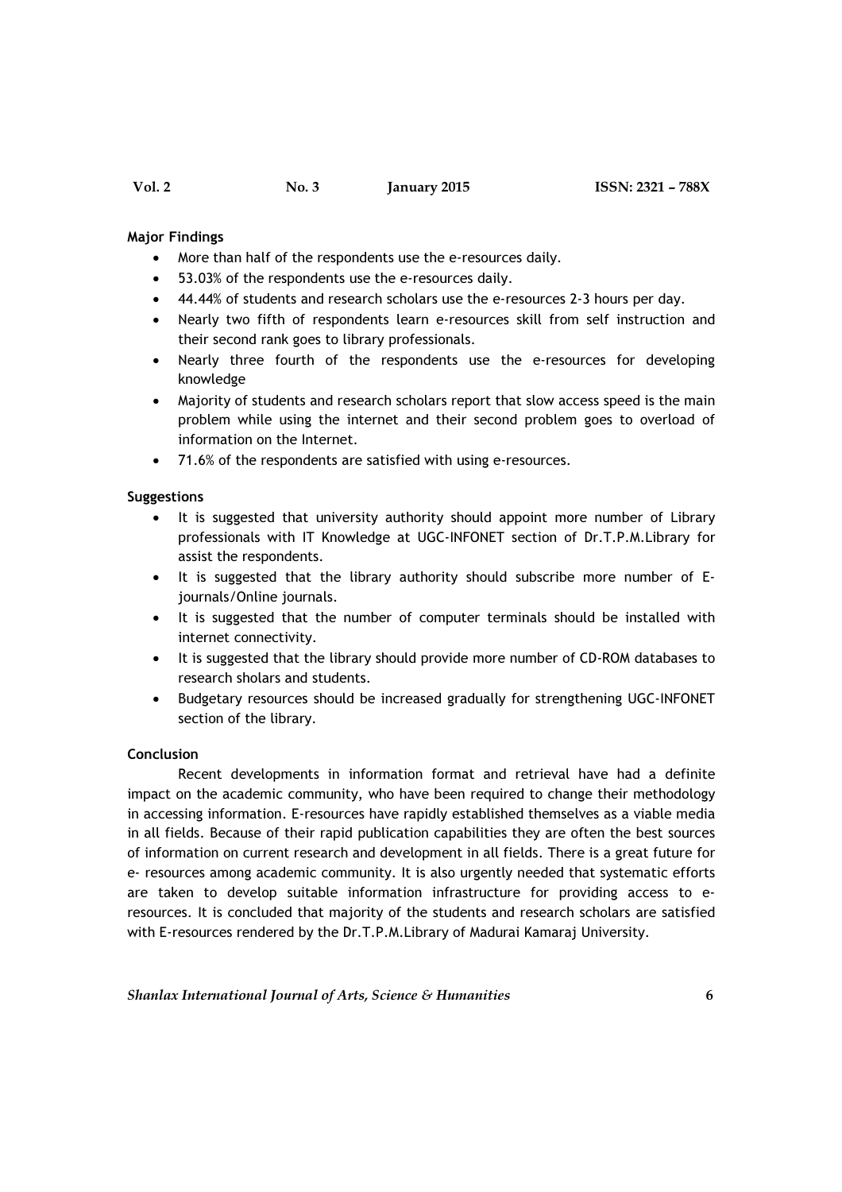**Major Findings**

- More than half of the respondents use the e-resources daily.
- 53.03% of the respondents use the e-resources daily.
- 44.44% of students and research scholars use the e-resources 2-3 hours per day.
- Nearly two fifth of respondents learn e-resources skill from self instruction and their second rank goes to library professionals.
- Nearly three fourth of the respondents use the e-resources for developing knowledge
- Majority of students and research scholars report that slow access speed is the main problem while using the internet and their second problem goes to overload of information on the Internet.
- 71.6% of the respondents are satisfied with using e-resources.

**Suggestions**

- It is suggested that university authority should appoint more number of Library professionals with IT Knowledge at UGC-INFONET section of Dr.T.P.M.Library for assist the respondents.
- It is suggested that the library authority should subscribe more number of E-journals/Online journals.
- It is suggested that the number of computer terminals should be installed with internet connectivity.
- It is suggested that the library should provide more number of CD-ROM databases to research sholars and students.
- Budgetary resources should be increased gradually for strengthening UGC-INFONET section of the library.

**Conclusion**

Recent developments in information format and retrieval have had a definite impact on the academic community, who have been required to change their methodology in accessing information. E-resources have rapidly established themselves as a viable media in all fields. Because of their rapid publication capabilities they are often the best sources of information on current research and development in all fields. There is a great future for e- resources among academic community. It is also urgently needed that systematic efforts are taken to develop suitable information infrastructure for providing access to e-resources. It is concluded that majority of the students and research scholars are satisfied with E-resources rendered by the Dr.T.P.M.Library of Madurai Kamaraj University.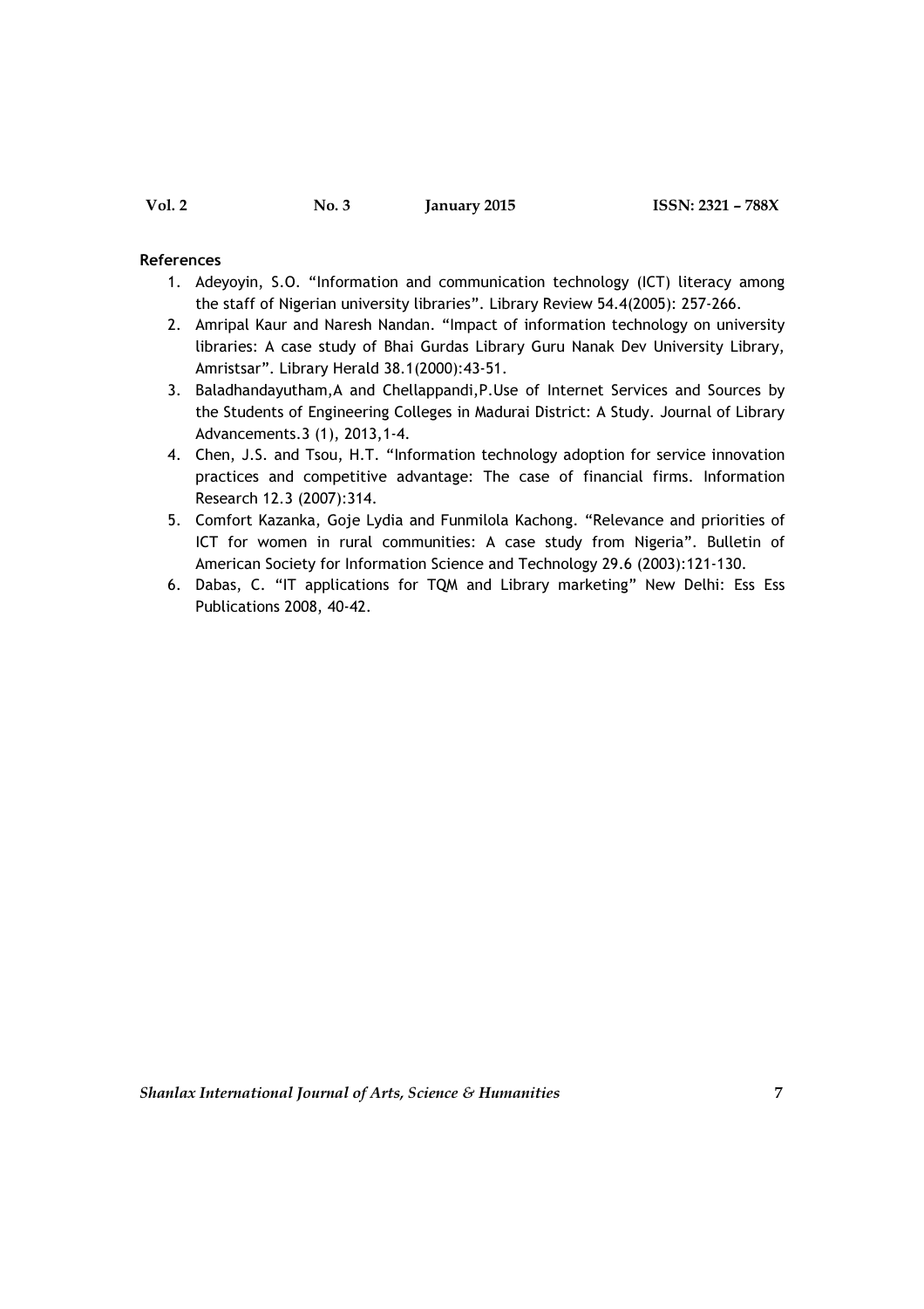**References**

1. Adeyoyin, S.O. “Information and communication technology (ICT) literacy among the staff of Nigerian university libraries”. Library Review 54.4(2005): 257-266.
2. Amripal Kaur and Naresh Nandan. “Impact of information technology on university libraries: A case study of Bhai Gurdas Library Guru Nanak Dev University Library, Amristsar”. Library Herald 38.1(2000):43-51.
3. Baladhandayutham,A and Chellappandi,P.Use of Internet Services and Sources by the Students of Engineering Colleges in Madurai District: A Study. Journal of Library Advancements.3 (1), 2013,1-4.
4. Chen, J.S. and Tsou, H.T. “Information technology adoption for service innovation practices and competitive advantage: The case of financial firms. Information Research 12.3 (2007):314.
5. Comfort Kazanka, Goje Lydia and Funmilola Kachong. “Relevance and priorities of ICT for women in rural communities: A case study from Nigeria”. Bulletin of American Society for Information Science and Technology 29.6 (2003):121-130.
6. Dabas, C. “IT applications for TQM and Library marketing” New Delhi: Ess Ess Publications 2008, 40-42.